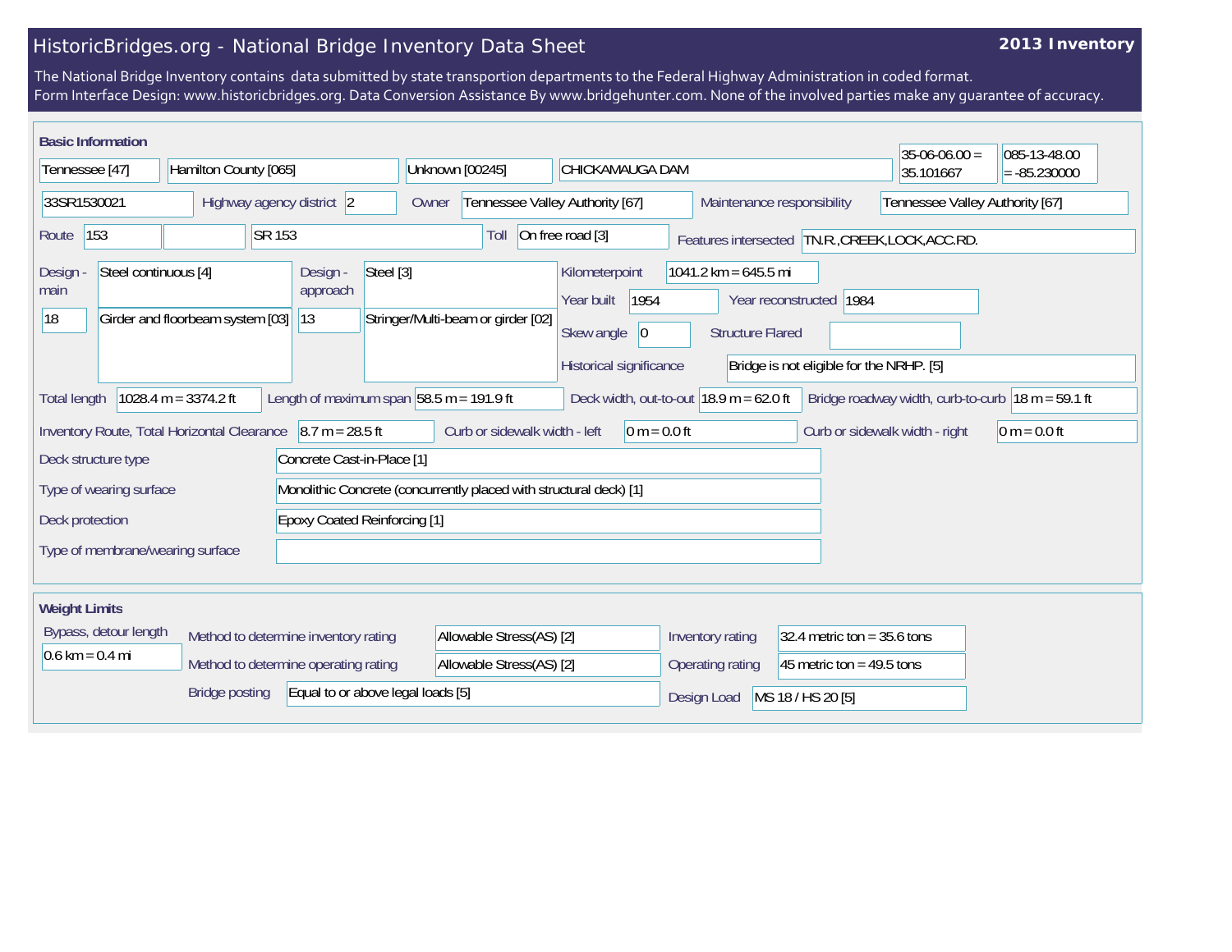# HistoricBridges.org - National Bridge Inventory Data Sheet

**2013 Inventory**

The National Bridge Inventory contains data submitted by state transportion departments to the Federal Highway Administration in coded format.
Form Interface Design: www.historicbridges.org. Data Conversion Assistance By www.bridgehunter.com. None of the involved parties make any guarantee of accuracy.

## Basic Information

| | |
|---|---|
| State | Tennessee [47] |
| County | Hamilton County [065] |
| Place | Unknown [00245] |
| Facility | CHICKAMAUGA DAM |
| Latitude | 35-06-06.00 = 35.101667 |
| Longitude | 085-13-48.00 = -85.230000 |
| Structure Number | 33SR1530021 |
| Highway agency district | 2 |
| Owner | Tennessee Valley Authority [67] |
| Maintenance responsibility | Tennessee Valley Authority [67] |
| Route | 153 |
| Route signing | SR 153 |
| Toll | On free road [3] |
| Features intersected | TN.R.,CREEK,LOCK,ACC.RD. |
| Design - main | Steel continuous [4] |
| Design - main type | 18 — Girder and floorbeam system [03] |
| Design - approach | Steel [3] |
| Design - approach type | 13 — Stringer/Multi-beam or girder [02] |
| Kilometerpoint | 1041.2 km = 645.5 mi |
| Year built | 1954 |
| Year reconstructed | 1984 |
| Skew angle | 0 |
| Structure Flared | |
| Historical significance | Bridge is not eligible for the NRHP. [5] |
| Total length | 1028.4 m = 3374.2 ft |
| Length of maximum span | 58.5 m = 191.9 ft |
| Deck width, out-to-out | 18.9 m = 62.0 ft |
| Bridge roadway width, curb-to-curb | 18 m = 59.1 ft |
| Inventory Route, Total Horizontal Clearance | 8.7 m = 28.5 ft |
| Curb or sidewalk width - left | 0 m = 0.0 ft |
| Curb or sidewalk width - right | 0 m = 0.0 ft |
| Deck structure type | Concrete Cast-in-Place [1] |
| Type of wearing surface | Monolithic Concrete (concurrently placed with structural deck) [1] |
| Deck protection | Epoxy Coated Reinforcing [1] |
| Type of membrane/wearing surface | |

## Weight Limits

| | |
|---|---|
| Bypass, detour length | 0.6 km = 0.4 mi |
| Method to determine inventory rating | Allowable Stress(AS) [2] |
| Method to determine operating rating | Allowable Stress(AS) [2] |
| Inventory rating | 32.4 metric ton = 35.6 tons |
| Operating rating | 45 metric ton = 49.5 tons |
| Bridge posting | Equal to or above legal loads [5] |
| Design Load | MS 18 / HS 20 [5] |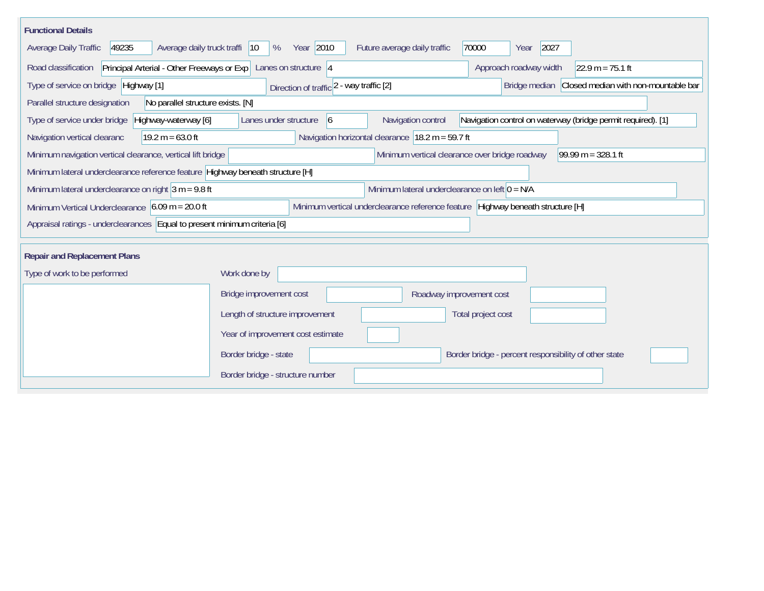## Functional Details

| Field | Value |
|---|---|
| Average Daily Traffic | 49235 |
| Average daily truck traffi | 10 % |
| Year | 2010 |
| Future average daily traffic | 70000 |
| Year | 2027 |
| Road classification | Principal Arterial - Other Freeways or Exp |
| Lanes on structure | 4 |
| Approach roadway width | 22.9 m = 75.1 ft |
| Type of service on bridge | Highway [1] |
| Direction of traffic | 2 - way traffic [2] |
| Bridge median | Closed median with non-mountable bar |
| Parallel structure designation | No parallel structure exists. [N] |
| Type of service under bridge | Highway-waterway [6] |
| Lanes under structure | 6 |
| Navigation control | Navigation control on waterway (bridge permit required). [1] |
| Navigation vertical clearanc | 19.2 m = 63.0 ft |
| Navigation horizontal clearance | 18.2 m = 59.7 ft |
| Minimum navigation vertical clearance, vertical lift bridge | |
| Minimum vertical clearance over bridge roadway | 99.99 m = 328.1 ft |
| Minimum lateral underclearance reference feature | Highway beneath structure [H] |
| Minimum lateral underclearance on right | 3 m = 9.8 ft |
| Minimum lateral underclearance on left | 0 = N/A |
| Minimum Vertical Underclearance | 6.09 m = 20.0 ft |
| Minimum vertical underclearance reference feature | Highway beneath structure [H] |
| Appraisal ratings - underclearances | Equal to present minimum criteria [6] |

## Repair and Replacement Plans

| Field | Value |
|---|---|
| Type of work to be performed | |
| Work done by | |
| Bridge improvement cost | |
| Roadway improvement cost | |
| Length of structure improvement | |
| Total project cost | |
| Year of improvement cost estimate | |
| Border bridge - state | |
| Border bridge - percent responsibility of other state | |
| Border bridge - structure number | |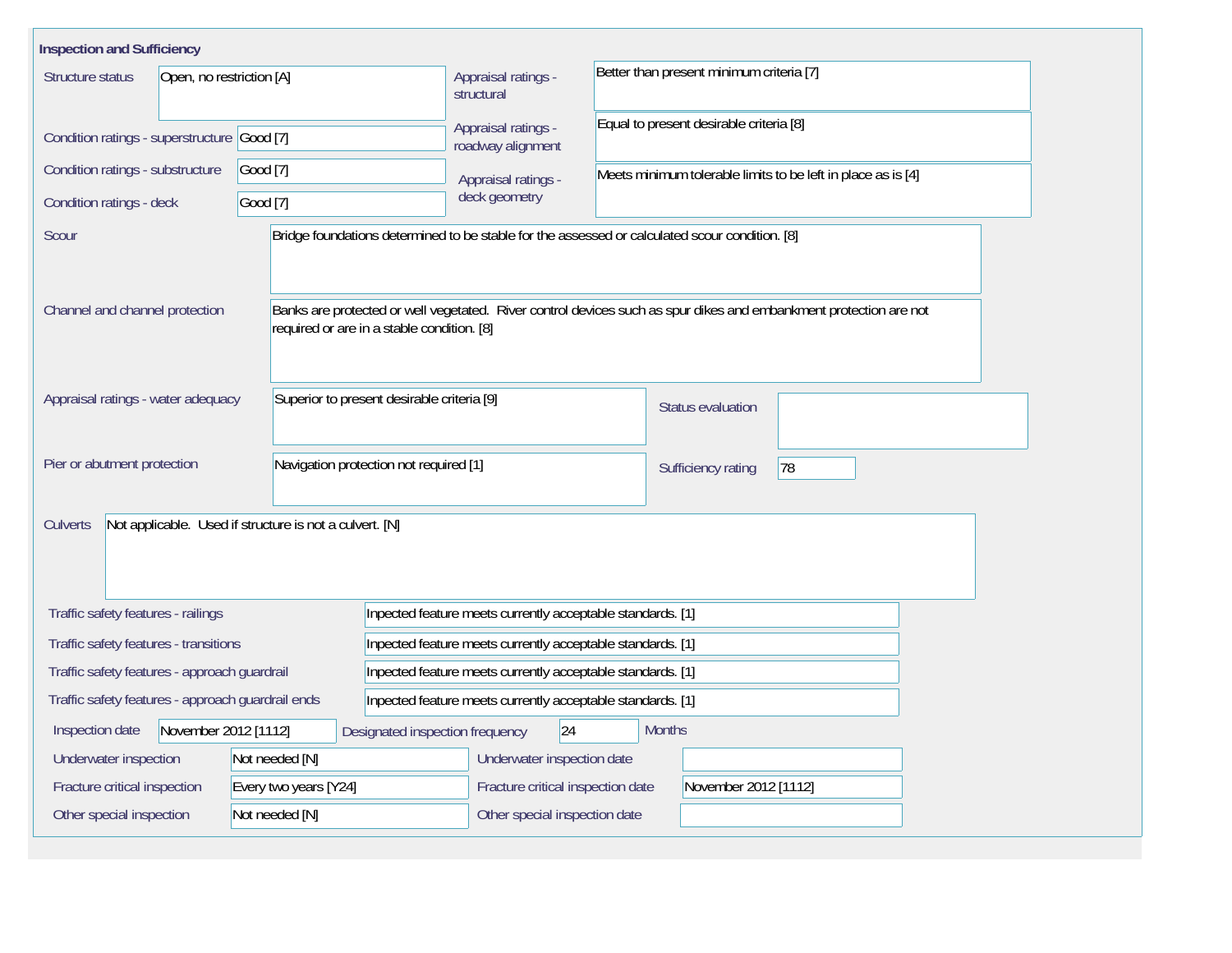## Inspection and Sufficiency

| | |
|---|---|
| Structure status | Open, no restriction [A] |
| Appraisal ratings - structural | Better than present minimum criteria [7] |
| Condition ratings - superstructure | Good [7] |
| Appraisal ratings - roadway alignment | Equal to present desirable criteria [8] |
| Condition ratings - substructure | Good [7] |
| Appraisal ratings - deck geometry | Meets minimum tolerable limits to be left in place as is [4] |
| Condition ratings - deck | Good [7] |
| Scour | Bridge foundations determined to be stable for the assessed or calculated scour condition. [8] |
| Channel and channel protection | Banks are protected or well vegetated. River control devices such as spur dikes and embankment protection are not required or are in a stable condition. [8] |
| Appraisal ratings - water adequacy | Superior to present desirable criteria [9] |
| Status evaluation | |
| Pier or abutment protection | Navigation protection not required [1] |
| Sufficiency rating | 78 |
| Culverts | Not applicable. Used if structure is not a culvert. [N] |
| Traffic safety features - railings | Inpected feature meets currently acceptable standards. [1] |
| Traffic safety features - transitions | Inpected feature meets currently acceptable standards. [1] |
| Traffic safety features - approach guardrail | Inpected feature meets currently acceptable standards. [1] |
| Traffic safety features - approach guardrail ends | Inpected feature meets currently acceptable standards. [1] |
| Inspection date | November 2012 [1112] |
| Designated inspection frequency | 24 Months |
| Underwater inspection | Not needed [N] |
| Underwater inspection date | |
| Fracture critical inspection | Every two years [Y24] |
| Fracture critical inspection date | November 2012 [1112] |
| Other special inspection | Not needed [N] |
| Other special inspection date | |